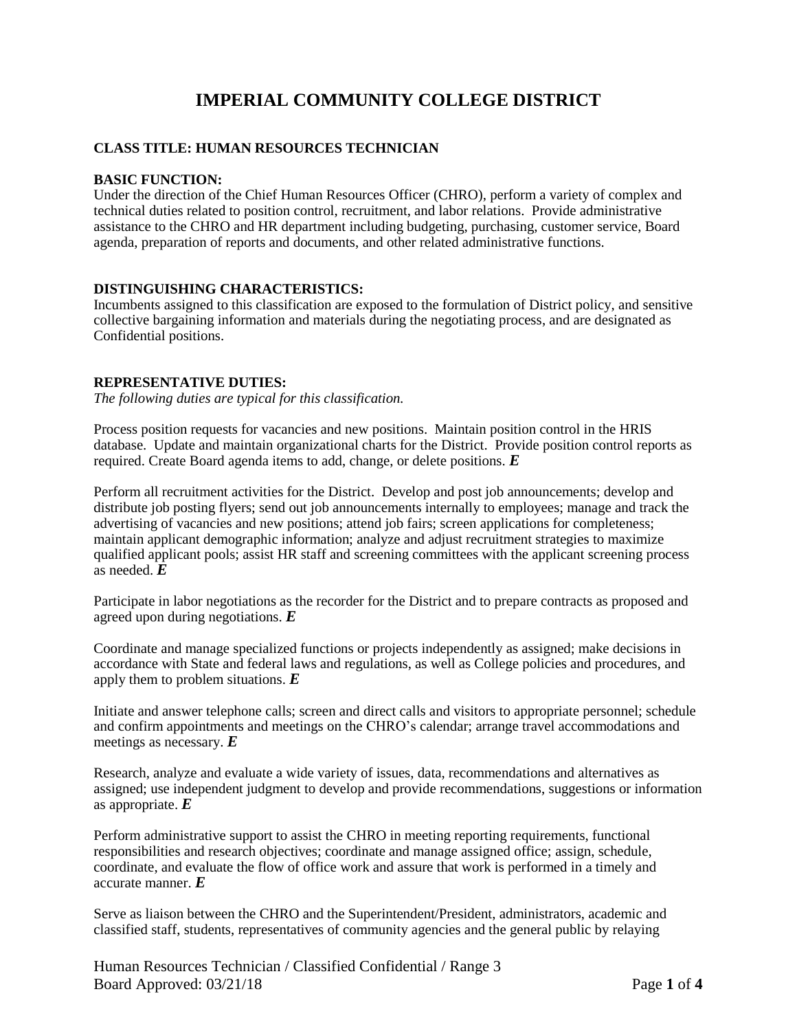# IMPERIAL COMMUNITY COLLEGE DISTRICT

**CLASS TITLE: HUMAN RESOURCES TECHNICIAN**

**BASIC FUNCTION:**
Under the direction of the Chief Human Resources Officer (CHRO), perform a variety of complex and technical duties related to position control, recruitment, and labor relations. Provide administrative assistance to the CHRO and HR department including budgeting, purchasing, customer service, Board agenda, preparation of reports and documents, and other related administrative functions.

**DISTINGUISHING CHARACTERISTICS:**
Incumbents assigned to this classification are exposed to the formulation of District policy, and sensitive collective bargaining information and materials during the negotiating process, and are designated as Confidential positions.

**REPRESENTATIVE DUTIES:**
*The following duties are typical for this classification.*

Process position requests for vacancies and new positions. Maintain position control in the HRIS database. Update and maintain organizational charts for the District. Provide position control reports as required. Create Board agenda items to add, change, or delete positions. ***E***

Perform all recruitment activities for the District. Develop and post job announcements; develop and distribute job posting flyers; send out job announcements internally to employees; manage and track the advertising of vacancies and new positions; attend job fairs; screen applications for completeness; maintain applicant demographic information; analyze and adjust recruitment strategies to maximize qualified applicant pools; assist HR staff and screening committees with the applicant screening process as needed. ***E***

Participate in labor negotiations as the recorder for the District and to prepare contracts as proposed and agreed upon during negotiations. ***E***

Coordinate and manage specialized functions or projects independently as assigned; make decisions in accordance with State and federal laws and regulations, as well as College policies and procedures, and apply them to problem situations. ***E***

Initiate and answer telephone calls; screen and direct calls and visitors to appropriate personnel; schedule and confirm appointments and meetings on the CHRO's calendar; arrange travel accommodations and meetings as necessary. ***E***

Research, analyze and evaluate a wide variety of issues, data, recommendations and alternatives as assigned; use independent judgment to develop and provide recommendations, suggestions or information as appropriate. ***E***

Perform administrative support to assist the CHRO in meeting reporting requirements, functional responsibilities and research objectives; coordinate and manage assigned office; assign, schedule, coordinate, and evaluate the flow of office work and assure that work is performed in a timely and accurate manner. ***E***

Serve as liaison between the CHRO and the Superintendent/President, administrators, academic and classified staff, students, representatives of community agencies and the general public by relaying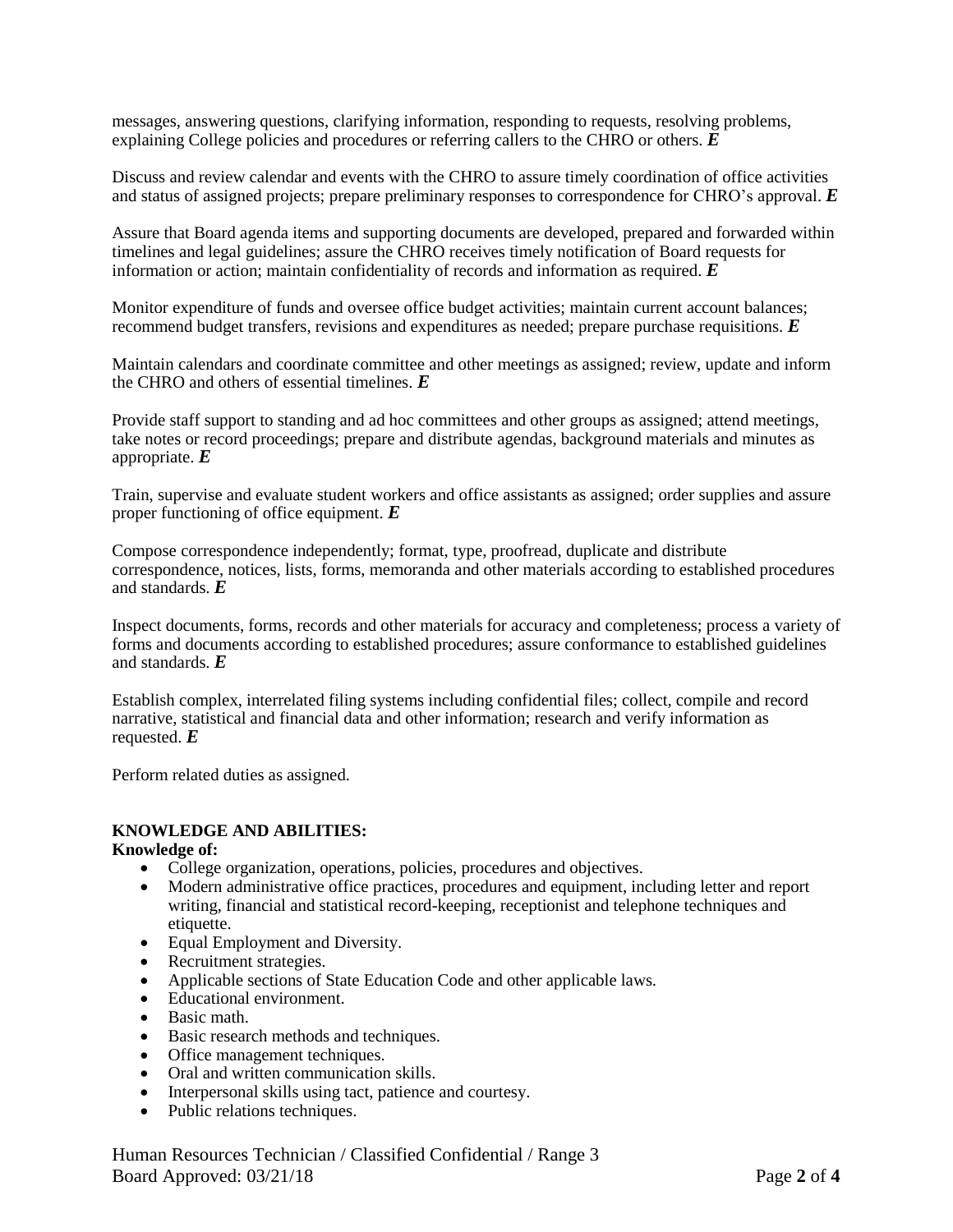messages, answering questions, clarifying information, responding to requests, resolving problems, explaining College policies and procedures or referring callers to the CHRO or others. ***E***

Discuss and review calendar and events with the CHRO to assure timely coordination of office activities and status of assigned projects; prepare preliminary responses to correspondence for CHRO's approval. ***E***

Assure that Board agenda items and supporting documents are developed, prepared and forwarded within timelines and legal guidelines; assure the CHRO receives timely notification of Board requests for information or action; maintain confidentiality of records and information as required. ***E***

Monitor expenditure of funds and oversee office budget activities; maintain current account balances; recommend budget transfers, revisions and expenditures as needed; prepare purchase requisitions. ***E***

Maintain calendars and coordinate committee and other meetings as assigned; review, update and inform the CHRO and others of essential timelines. ***E***

Provide staff support to standing and ad hoc committees and other groups as assigned; attend meetings, take notes or record proceedings; prepare and distribute agendas, background materials and minutes as appropriate. ***E***

Train, supervise and evaluate student workers and office assistants as assigned; order supplies and assure proper functioning of office equipment. ***E***

Compose correspondence independently; format, type, proofread, duplicate and distribute correspondence, notices, lists, forms, memoranda and other materials according to established procedures and standards. ***E***

Inspect documents, forms, records and other materials for accuracy and completeness; process a variety of forms and documents according to established procedures; assure conformance to established guidelines and standards. ***E***

Establish complex, interrelated filing systems including confidential files; collect, compile and record narrative, statistical and financial data and other information; research and verify information as requested. ***E***

Perform related duties as assigned.

**KNOWLEDGE AND ABILITIES:**

**Knowledge of:**

- College organization, operations, policies, procedures and objectives.
- Modern administrative office practices, procedures and equipment, including letter and report writing, financial and statistical record-keeping, receptionist and telephone techniques and etiquette.
- Equal Employment and Diversity.
- Recruitment strategies.
- Applicable sections of State Education Code and other applicable laws.
- Educational environment.
- Basic math.
- Basic research methods and techniques.
- Office management techniques.
- Oral and written communication skills.
- Interpersonal skills using tact, patience and courtesy.
- Public relations techniques.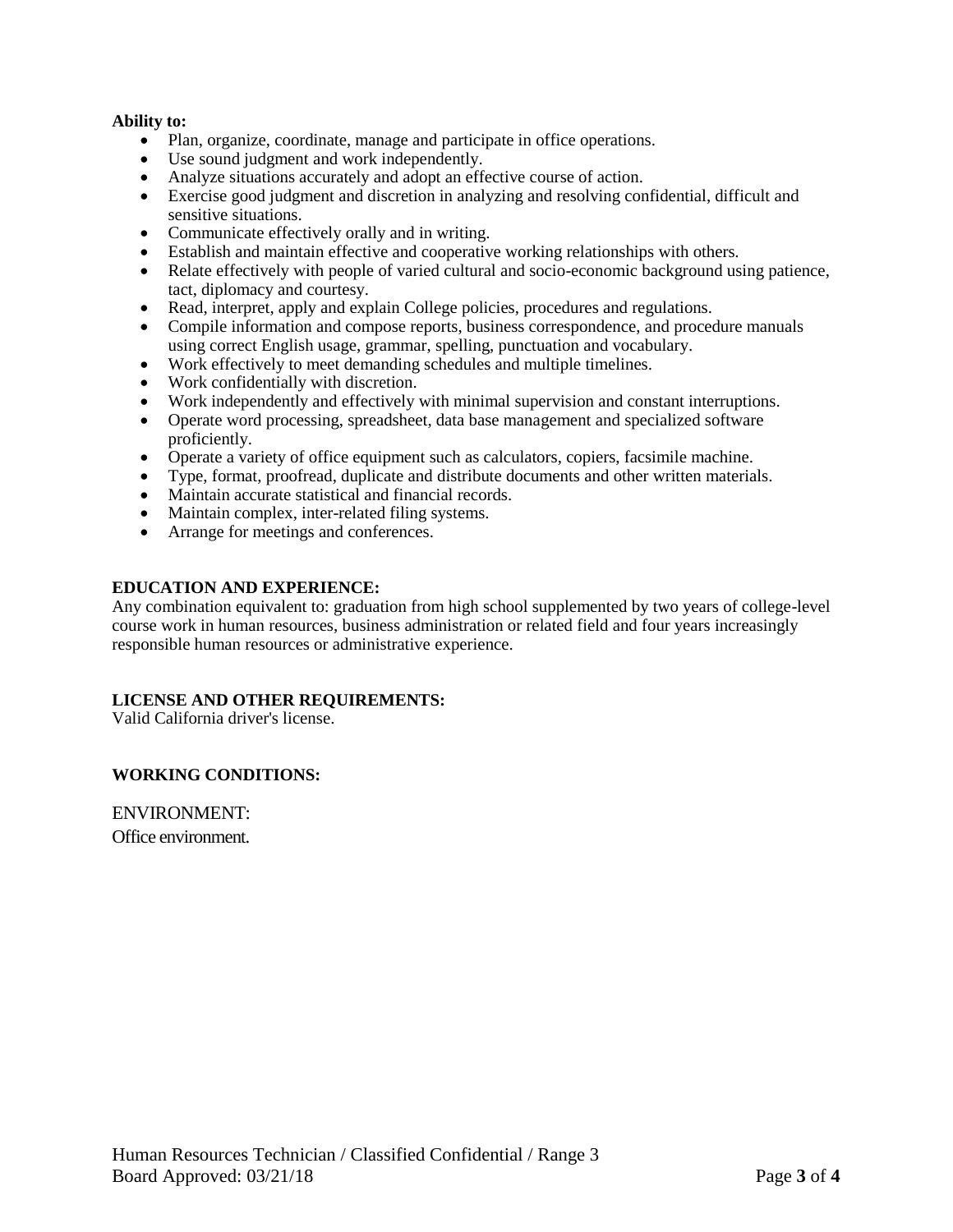**Ability to:**

- Plan, organize, coordinate, manage and participate in office operations.
- Use sound judgment and work independently.
- Analyze situations accurately and adopt an effective course of action.
- Exercise good judgment and discretion in analyzing and resolving confidential, difficult and sensitive situations.
- Communicate effectively orally and in writing.
- Establish and maintain effective and cooperative working relationships with others.
- Relate effectively with people of varied cultural and socio-economic background using patience, tact, diplomacy and courtesy.
- Read, interpret, apply and explain College policies, procedures and regulations.
- Compile information and compose reports, business correspondence, and procedure manuals using correct English usage, grammar, spelling, punctuation and vocabulary.
- Work effectively to meet demanding schedules and multiple timelines.
- Work confidentially with discretion.
- Work independently and effectively with minimal supervision and constant interruptions.
- Operate word processing, spreadsheet, data base management and specialized software proficiently.
- Operate a variety of office equipment such as calculators, copiers, facsimile machine.
- Type, format, proofread, duplicate and distribute documents and other written materials.
- Maintain accurate statistical and financial records.
- Maintain complex, inter-related filing systems.
- Arrange for meetings and conferences.

**EDUCATION AND EXPERIENCE:**

Any combination equivalent to: graduation from high school supplemented by two years of college-level course work in human resources, business administration or related field and four years increasingly responsible human resources or administrative experience.

**LICENSE AND OTHER REQUIREMENTS:**

Valid California driver's license.

**WORKING CONDITIONS:**

ENVIRONMENT:

Office environment.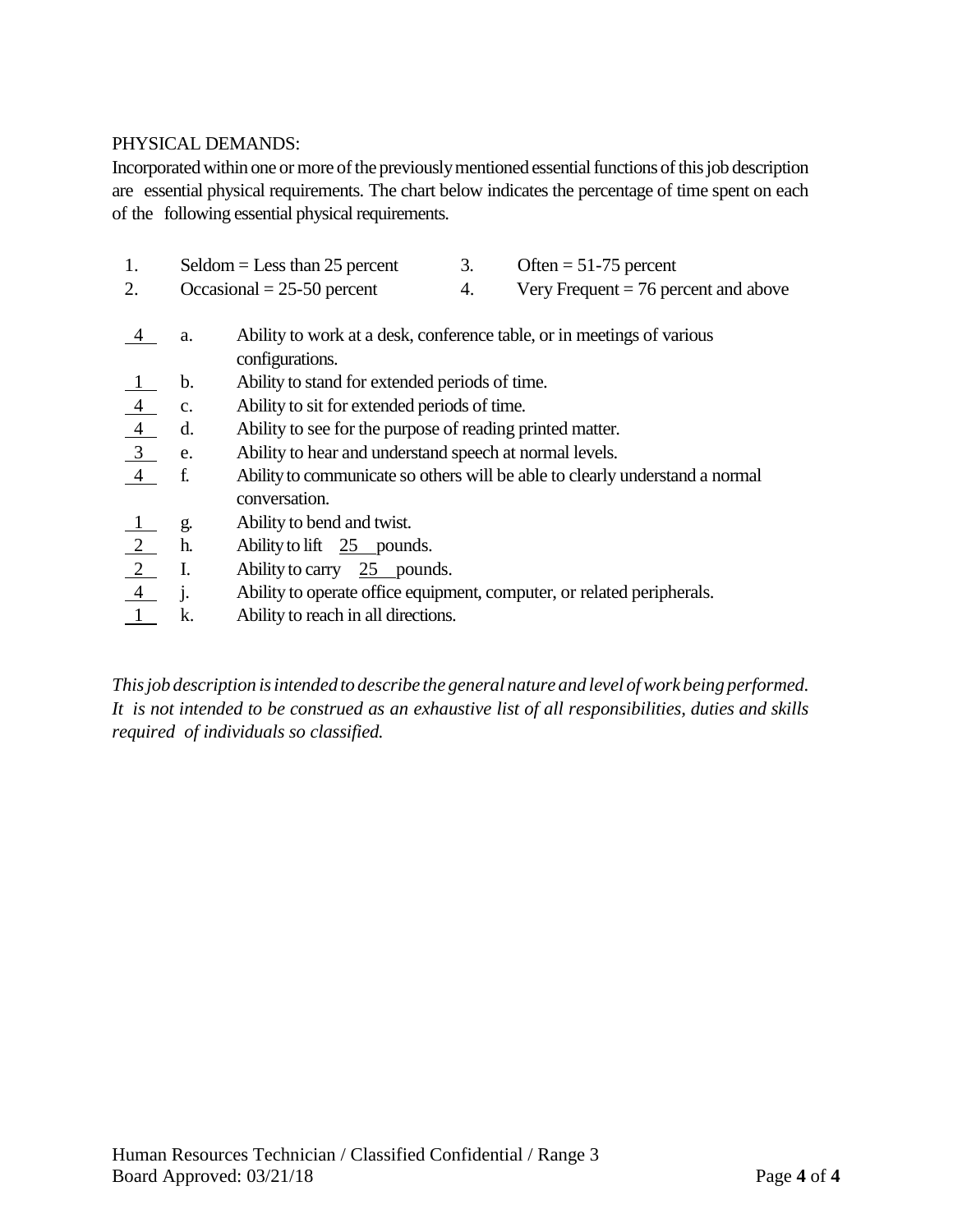PHYSICAL DEMANDS:

Incorporated within one or more of the previously mentioned essential functions of this job description are essential physical requirements. The chart below indicates the percentage of time spent on each of the following essential physical requirements.

1. Seldom = Less than 25 percent
2. Occasional = 25-50 percent
3. Often = 51-75 percent
4. Very Frequent = 76 percent and above

| | | |
|---|---|---|
| 4 | a. | Ability to work at a desk, conference table, or in meetings of various configurations. |
| 1 | b. | Ability to stand for extended periods of time. |
| 4 | c. | Ability to sit for extended periods of time. |
| 4 | d. | Ability to see for the purpose of reading printed matter. |
| 3 | e. | Ability to hear and understand speech at normal levels. |
| 4 | f. | Ability to communicate so others will be able to clearly understand a normal conversation. |
| 1 | g. | Ability to bend and twist. |
| 2 | h. | Ability to lift 25 pounds. |
| 2 | I. | Ability to carry 25 pounds. |
| 4 | j. | Ability to operate office equipment, computer, or related peripherals. |
| 1 | k. | Ability to reach in all directions. |

*This job description is intended to describe the general nature and level of work being performed. It is not intended to be construed as an exhaustive list of all responsibilities, duties and skills required of individuals so classified.*